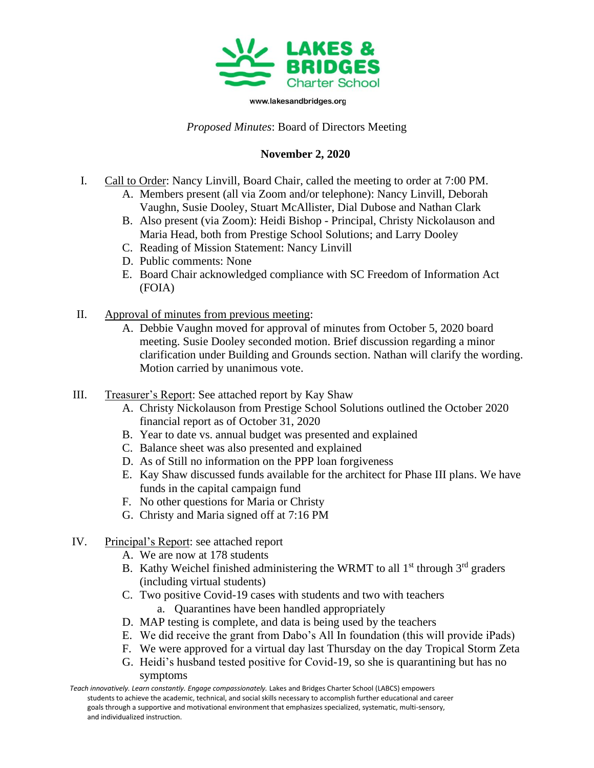LAKES & BRIDGES Charter School

www.lakesandbridges.org

*Proposed Minutes*: Board of Directors Meeting

**November 2, 2020**

I. Call to Order: Nancy Linvill, Board Chair, called the meeting to order at 7:00 PM.
   A. Members present (all via Zoom and/or telephone): Nancy Linvill, Deborah Vaughn, Susie Dooley, Stuart McAllister, Dial Dubose and Nathan Clark
   B. Also present (via Zoom): Heidi Bishop - Principal, Christy Nickolauson and Maria Head, both from Prestige School Solutions; and Larry Dooley
   C. Reading of Mission Statement: Nancy Linvill
   D. Public comments: None
   E. Board Chair acknowledged compliance with SC Freedom of Information Act (FOIA)

II. Approval of minutes from previous meeting:
   A. Debbie Vaughn moved for approval of minutes from October 5, 2020 board meeting. Susie Dooley seconded motion. Brief discussion regarding a minor clarification under Building and Grounds section. Nathan will clarify the wording. Motion carried by unanimous vote.

III. Treasurer's Report: See attached report by Kay Shaw
   A. Christy Nickolauson from Prestige School Solutions outlined the October 2020 financial report as of October 31, 2020
   B. Year to date vs. annual budget was presented and explained
   C. Balance sheet was also presented and explained
   D. As of Still no information on the PPP loan forgiveness
   E. Kay Shaw discussed funds available for the architect for Phase III plans. We have funds in the capital campaign fund
   F. No other questions for Maria or Christy
   G. Christy and Maria signed off at 7:16 PM

IV. Principal's Report: see attached report
   A. We are now at 178 students
   B. Kathy Weichel finished administering the WRMT to all 1st through 3rd graders (including virtual students)
   C. Two positive Covid-19 cases with students and two with teachers
      a. Quarantines have been handled appropriately
   D. MAP testing is complete, and data is being used by the teachers
   E. We did receive the grant from Dabo's All In foundation (this will provide iPads)
   F. We were approved for a virtual day last Thursday on the day Tropical Storm Zeta
   G. Heidi's husband tested positive for Covid-19, so she is quarantining but has no symptoms

*Teach innovatively. Learn constantly. Engage compassionately.* Lakes and Bridges Charter School (LABCS) empowers students to achieve the academic, technical, and social skills necessary to accomplish further educational and career goals through a supportive and motivational environment that emphasizes specialized, systematic, multi-sensory, and individualized instruction.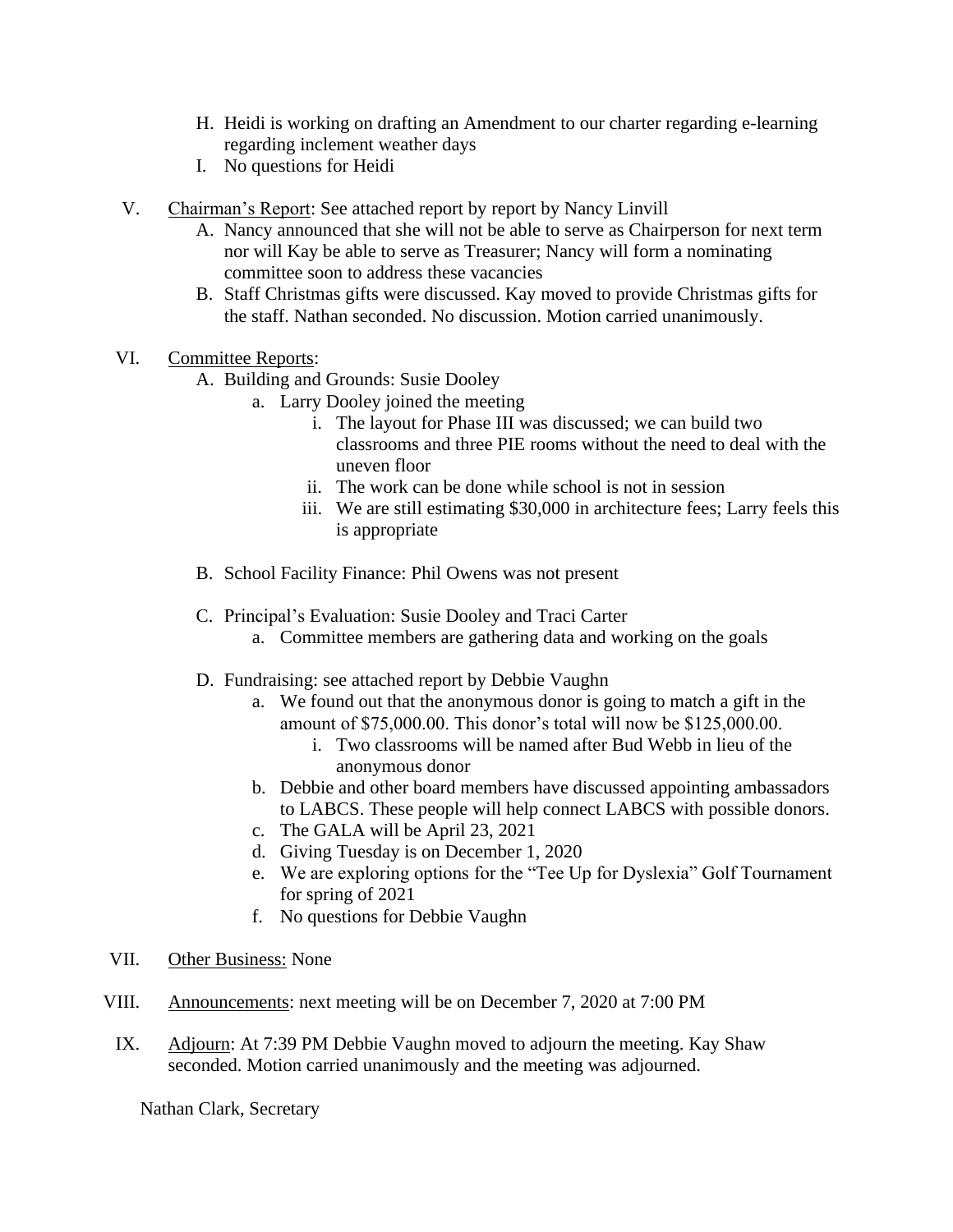H. Heidi is working on drafting an Amendment to our charter regarding e-learning regarding inclement weather days
I. No questions for Heidi

V. <u>Chairman's Report</u>: See attached report by report by Nancy Linvill
   A. Nancy announced that she will not be able to serve as Chairperson for next term nor will Kay be able to serve as Treasurer; Nancy will form a nominating committee soon to address these vacancies
   B. Staff Christmas gifts were discussed. Kay moved to provide Christmas gifts for the staff. Nathan seconded. No discussion. Motion carried unanimously.

VI. <u>Committee Reports</u>:
   A. Building and Grounds: Susie Dooley
      a. Larry Dooley joined the meeting
         i. The layout for Phase III was discussed; we can build two classrooms and three PIE rooms without the need to deal with the uneven floor
         ii. The work can be done while school is not in session
         iii. We are still estimating $30,000 in architecture fees; Larry feels this is appropriate

   B. School Facility Finance: Phil Owens was not present

   C. Principal's Evaluation: Susie Dooley and Traci Carter
      a. Committee members are gathering data and working on the goals

   D. Fundraising: see attached report by Debbie Vaughn
      a. We found out that the anonymous donor is going to match a gift in the amount of $75,000.00. This donor's total will now be $125,000.00.
         i. Two classrooms will be named after Bud Webb in lieu of the anonymous donor
      b. Debbie and other board members have discussed appointing ambassadors to LABCS. These people will help connect LABCS with possible donors.
      c. The GALA will be April 23, 2021
      d. Giving Tuesday is on December 1, 2020
      e. We are exploring options for the "Tee Up for Dyslexia" Golf Tournament for spring of 2021
      f. No questions for Debbie Vaughn

VII. <u>Other Business:</u> None

VIII. <u>Announcements</u>: next meeting will be on December 7, 2020 at 7:00 PM

IX. <u>Adjourn</u>: At 7:39 PM Debbie Vaughn moved to adjourn the meeting. Kay Shaw seconded. Motion carried unanimously and the meeting was adjourned.

Nathan Clark, Secretary